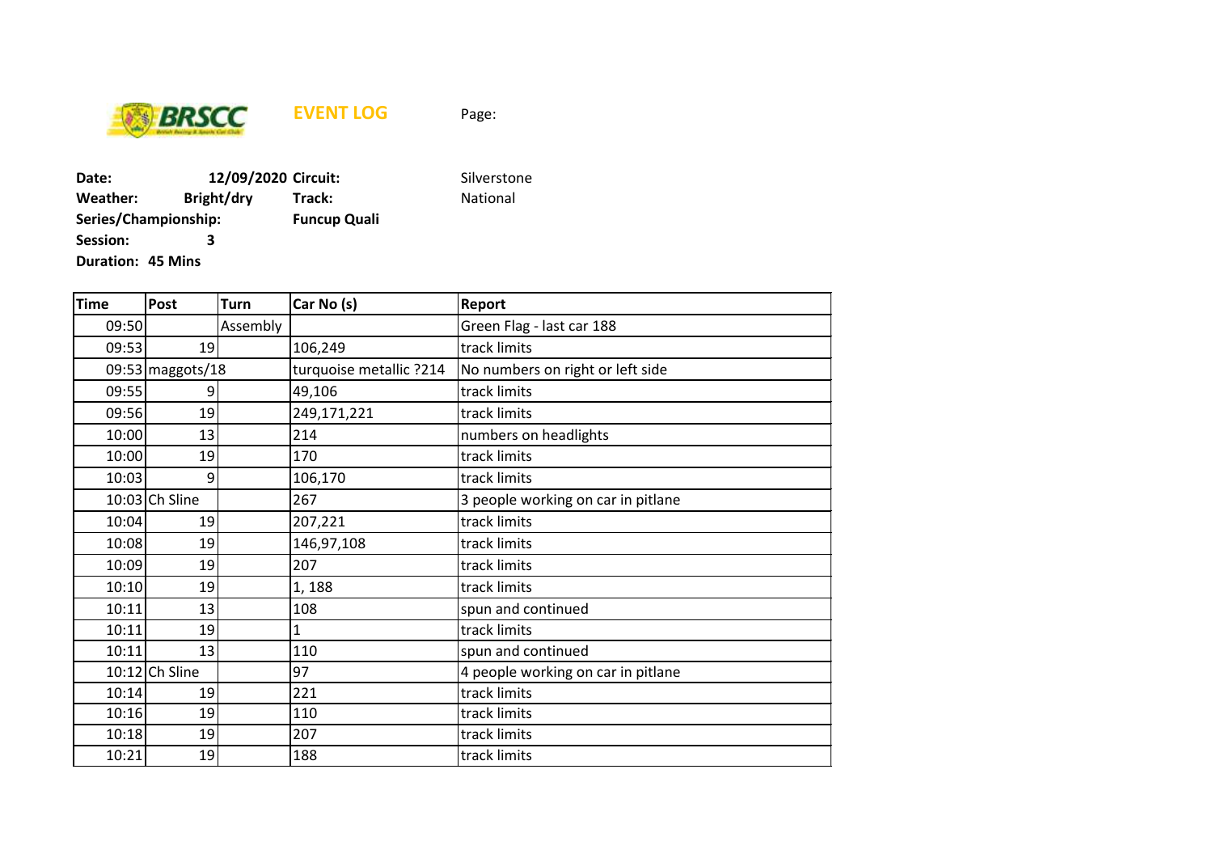BRSCC

# EVENT LOG

Page:

**Date:** 12/09/2020 **Circuit:** Silverstone
**Weather:** Bright/dry **Track:** National
**Series/Championship:** **Funcup Quali**
**Session:** 3
**Duration:** 45 Mins

| Time | Post | Turn | Car No (s) | Report |
|---|---|---|---|---|
| 09:50 | | Assembly | | Green Flag - last car 188 |
| 09:53 | 19 | | 106,249 | track limits |
| 09:53 | maggots/18 | | turquoise metallic ?214 | No numbers on right or left side |
| 09:55 | 9 | | 49,106 | track limits |
| 09:56 | 19 | | 249,171,221 | track limits |
| 10:00 | 13 | | 214 | numbers on headlights |
| 10:00 | 19 | | 170 | track limits |
| 10:03 | 9 | | 106,170 | track limits |
| 10:03 | Ch Sline | | 267 | 3 people working on car in pitlane |
| 10:04 | 19 | | 207,221 | track limits |
| 10:08 | 19 | | 146,97,108 | track limits |
| 10:09 | 19 | | 207 | track limits |
| 10:10 | 19 | | 1, 188 | track limits |
| 10:11 | 13 | | 108 | spun and continued |
| 10:11 | 19 | | 1 | track limits |
| 10:11 | 13 | | 110 | spun and continued |
| 10:12 | Ch Sline | | 97 | 4 people working on car in pitlane |
| 10:14 | 19 | | 221 | track limits |
| 10:16 | 19 | | 110 | track limits |
| 10:18 | 19 | | 207 | track limits |
| 10:21 | 19 | | 188 | track limits |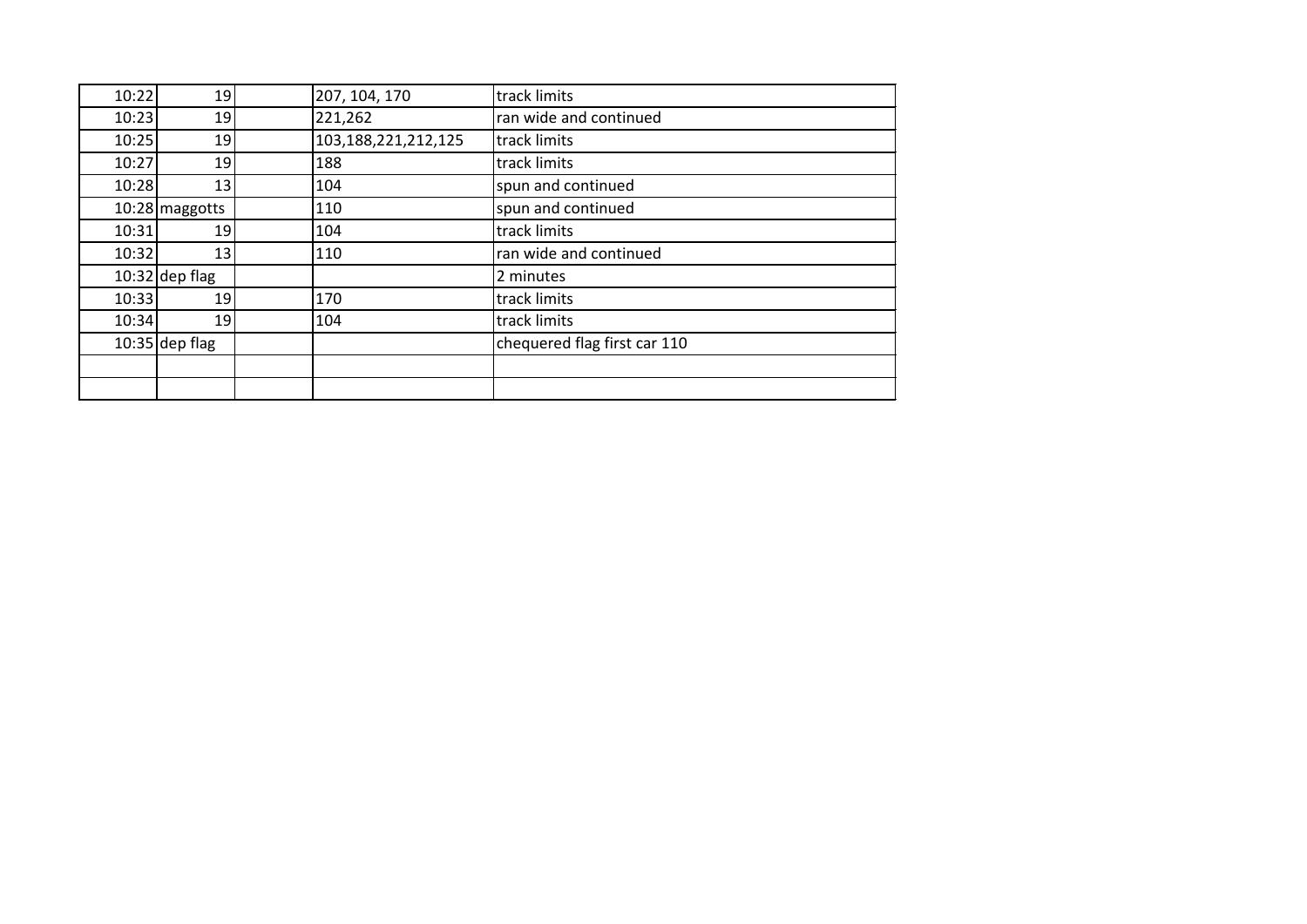| | | | | |
|---|---|---|---|---|
| 10:22 | 19 | | 207, 104, 170 | track limits |
| 10:23 | 19 | | 221,262 | ran wide and continued |
| 10:25 | 19 | | 103,188,221,212,125 | track limits |
| 10:27 | 19 | | 188 | track limits |
| 10:28 | 13 | | 104 | spun and continued |
| 10:28 | maggotts | | 110 | spun and continued |
| 10:31 | 19 | | 104 | track limits |
| 10:32 | 13 | | 110 | ran wide and continued |
| 10:32 | dep flag | | | 2 minutes |
| 10:33 | 19 | | 170 | track limits |
| 10:34 | 19 | | 104 | track limits |
| 10:35 | dep flag | | | chequered flag first car 110 |
| | | | | |
| | | | | |